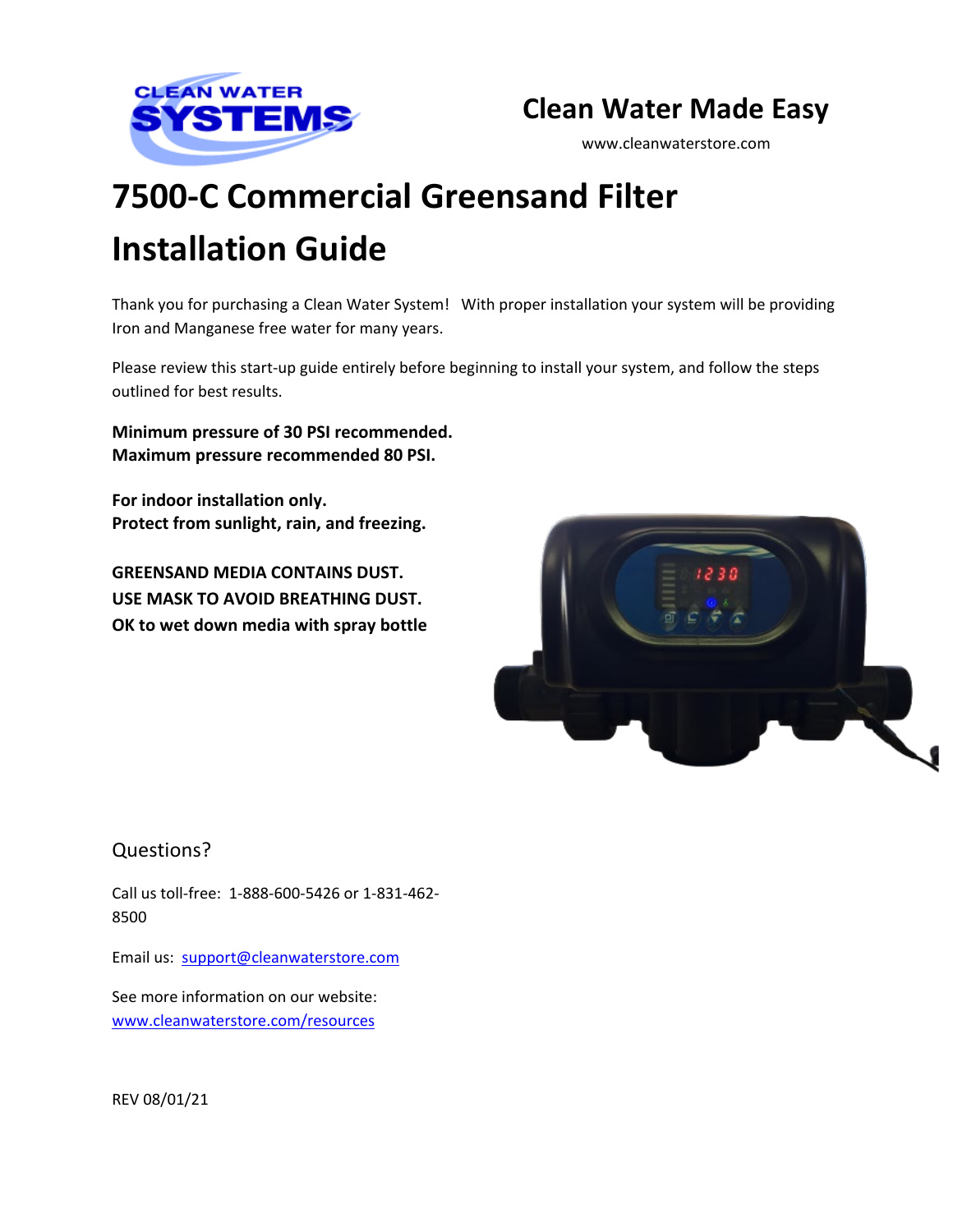CLEAN WATER SYSTEMS

## Clean Water Made Easy

www.cleanwaterstore.com

# 7500-C Commercial Greensand Filter Installation Guide

Thank you for purchasing a Clean Water System! With proper installation your system will be providing Iron and Manganese free water for many years.

Please review this start-up guide entirely before beginning to install your system, and follow the steps outlined for best results.

**Minimum pressure of 30 PSI recommended.**
**Maximum pressure recommended 80 PSI.**

**For indoor installation only.**
**Protect from sunlight, rain, and freezing.**

**GREENSAND MEDIA CONTAINS DUST.**
**USE MASK TO AVOID BREATHING DUST.**
**OK to wet down media with spray bottle**

## Questions?

Call us toll-free: 1-888-600-5426 or 1-831-462-8500

Email us: support@cleanwaterstore.com

See more information on our website: www.cleanwaterstore.com/resources

REV 08/01/21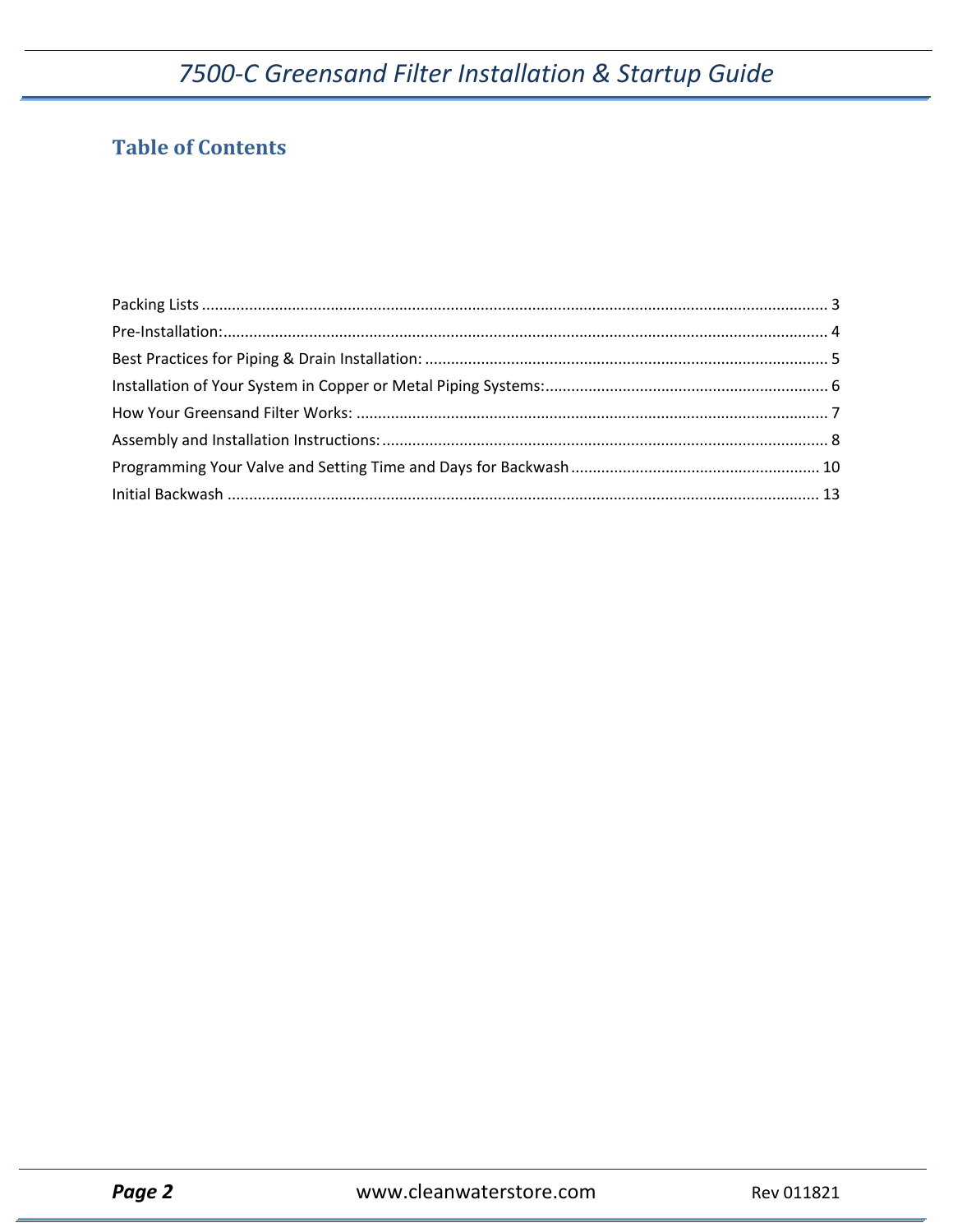## Table of Contents

Packing Lists ........................................................................................................................................ 3
Pre-Installation:...................................................................................................................................... 4
Best Practices for Piping & Drain Installation: .................................................................................. 5
Installation of Your System in Copper or Metal Piping Systems:....................................................... 6
How Your Greensand Filter Works: .................................................................................................... 7
Assembly and Installation Instructions:............................................................................................. 8
Programming Your Valve and Setting Time and Days for Backwash ............................................... 10
Initial Backwash .................................................................................................................................. 13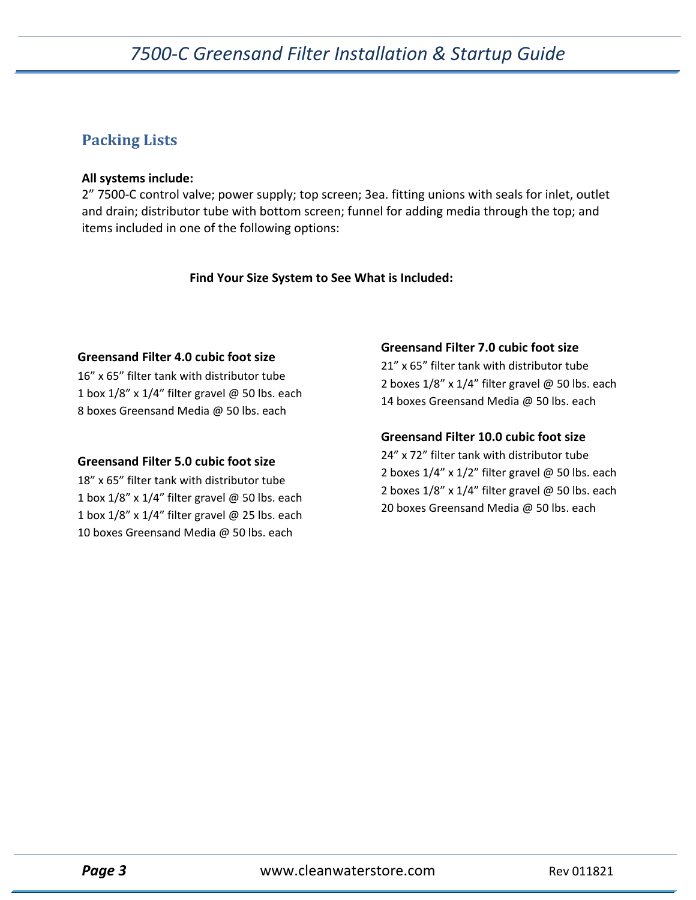## Packing Lists

**All systems include:**
2" 7500-C control valve; power supply; top screen; 3ea. fitting unions with seals for inlet, outlet and drain; distributor tube with bottom screen; funnel for adding media through the top; and items included in one of the following options:

**Find Your Size System to See What is Included:**

**Greensand Filter 4.0 cubic foot size**
16" x 65" filter tank with distributor tube
1 box 1/8" x 1/4" filter gravel @ 50 lbs. each
8 boxes Greensand Media @ 50 lbs. each

**Greensand Filter 5.0 cubic foot size**
18" x 65" filter tank with distributor tube
1 box 1/8" x 1/4" filter gravel @ 50 lbs. each
1 box 1/8" x 1/4" filter gravel @ 25 lbs. each
10 boxes Greensand Media @ 50 lbs. each

**Greensand Filter 7.0 cubic foot size**
21" x 65" filter tank with distributor tube
2 boxes 1/8" x 1/4" filter gravel @ 50 lbs. each
14 boxes Greensand Media @ 50 lbs. each

**Greensand Filter 10.0 cubic foot size**
24" x 72" filter tank with distributor tube
2 boxes 1/4" x 1/2" filter gravel @ 50 lbs. each
2 boxes 1/8" x 1/4" filter gravel @ 50 lbs. each
20 boxes Greensand Media @ 50 lbs. each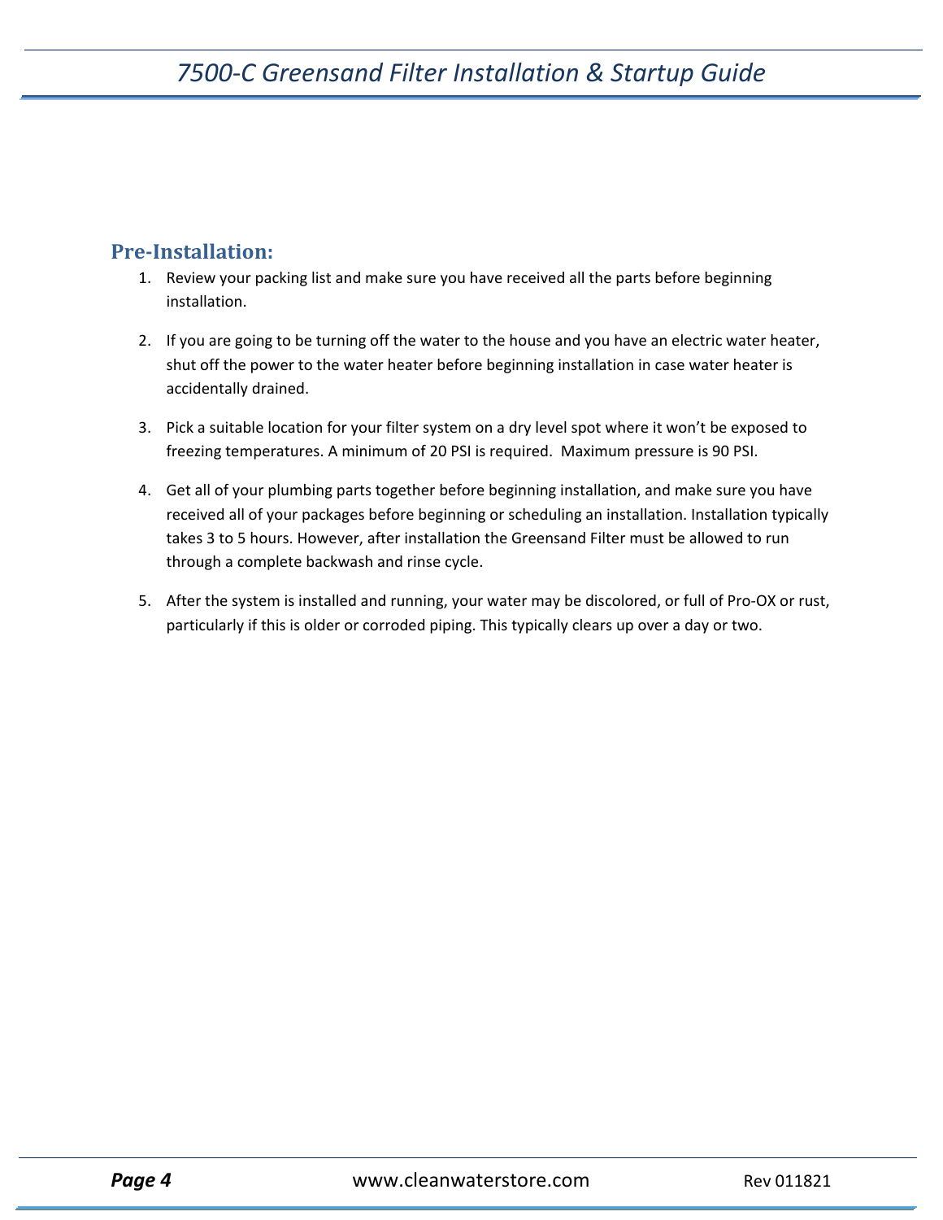## Pre-Installation:

1. Review your packing list and make sure you have received all the parts before beginning installation.

2. If you are going to be turning off the water to the house and you have an electric water heater, shut off the power to the water heater before beginning installation in case water heater is accidentally drained.

3. Pick a suitable location for your filter system on a dry level spot where it won't be exposed to freezing temperatures. A minimum of 20 PSI is required. Maximum pressure is 90 PSI.

4. Get all of your plumbing parts together before beginning installation, and make sure you have received all of your packages before beginning or scheduling an installation. Installation typically takes 3 to 5 hours. However, after installation the Greensand Filter must be allowed to run through a complete backwash and rinse cycle.

5. After the system is installed and running, your water may be discolored, or full of Pro-OX or rust, particularly if this is older or corroded piping. This typically clears up over a day or two.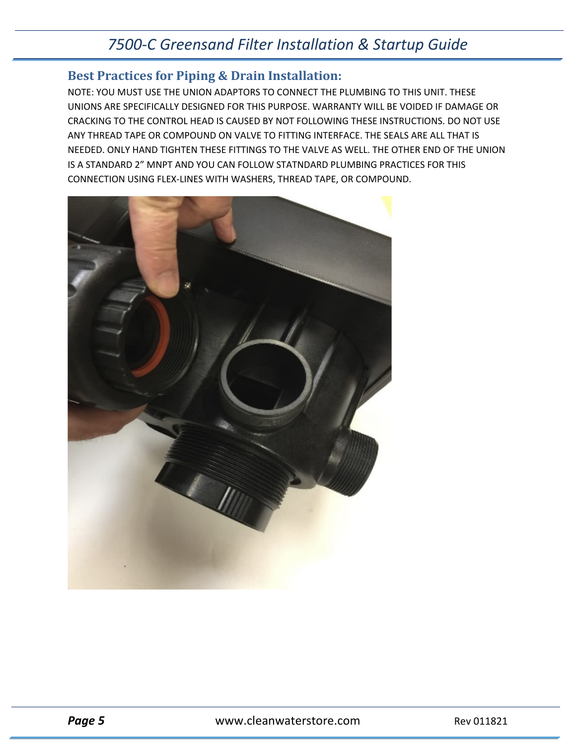## Best Practices for Piping & Drain Installation:

NOTE: YOU MUST USE THE UNION ADAPTORS TO CONNECT THE PLUMBING TO THIS UNIT. THESE UNIONS ARE SPECIFICALLY DESIGNED FOR THIS PURPOSE. WARRANTY WILL BE VOIDED IF DAMAGE OR CRACKING TO THE CONTROL HEAD IS CAUSED BY NOT FOLLOWING THESE INSTRUCTIONS. DO NOT USE ANY THREAD TAPE OR COMPOUND ON VALVE TO FITTING INTERFACE. THE SEALS ARE ALL THAT IS NEEDED. ONLY HAND TIGHTEN THESE FITTINGS TO THE VALVE AS WELL. THE OTHER END OF THE UNION IS A STANDARD 2" MNPT AND YOU CAN FOLLOW STATNDARD PLUMBING PRACTICES FOR THIS CONNECTION USING FLEX-LINES WITH WASHERS, THREAD TAPE, OR COMPOUND.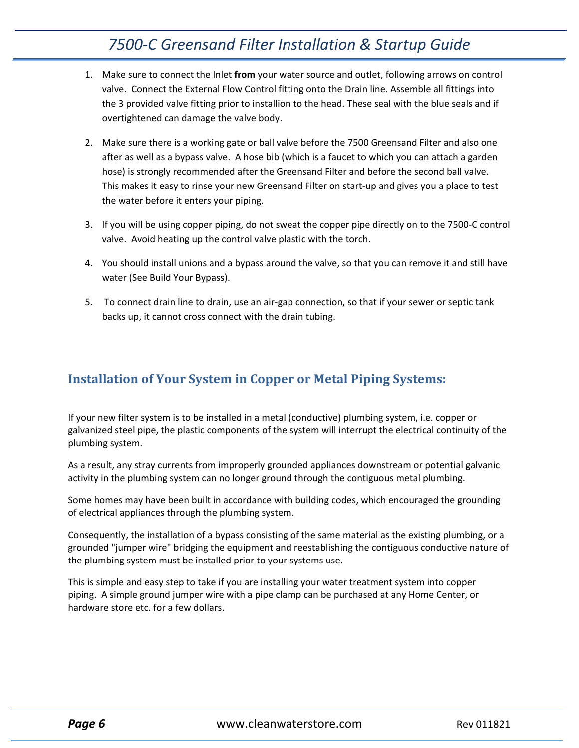1. Make sure to connect the Inlet **from** your water source and outlet, following arrows on control valve. Connect the External Flow Control fitting onto the Drain line. Assemble all fittings into the 3 provided valve fitting prior to installion to the head. These seal with the blue seals and if overtightened can damage the valve body.

2. Make sure there is a working gate or ball valve before the 7500 Greensand Filter and also one after as well as a bypass valve. A hose bib (which is a faucet to which you can attach a garden hose) is strongly recommended after the Greensand Filter and before the second ball valve. This makes it easy to rinse your new Greensand Filter on start-up and gives you a place to test the water before it enters your piping.

3. If you will be using copper piping, do not sweat the copper pipe directly on to the 7500-C control valve. Avoid heating up the control valve plastic with the torch.

4. You should install unions and a bypass around the valve, so that you can remove it and still have water (See Build Your Bypass).

5. To connect drain line to drain, use an air-gap connection, so that if your sewer or septic tank backs up, it cannot cross connect with the drain tubing.

## Installation of Your System in Copper or Metal Piping Systems:

If your new filter system is to be installed in a metal (conductive) plumbing system, i.e. copper or galvanized steel pipe, the plastic components of the system will interrupt the electrical continuity of the plumbing system.

As a result, any stray currents from improperly grounded appliances downstream or potential galvanic activity in the plumbing system can no longer ground through the contiguous metal plumbing.

Some homes may have been built in accordance with building codes, which encouraged the grounding of electrical appliances through the plumbing system.

Consequently, the installation of a bypass consisting of the same material as the existing plumbing, or a grounded "jumper wire" bridging the equipment and reestablishing the contiguous conductive nature of the plumbing system must be installed prior to your systems use.

This is simple and easy step to take if you are installing your water treatment system into copper piping. A simple ground jumper wire with a pipe clamp can be purchased at any Home Center, or hardware store etc. for a few dollars.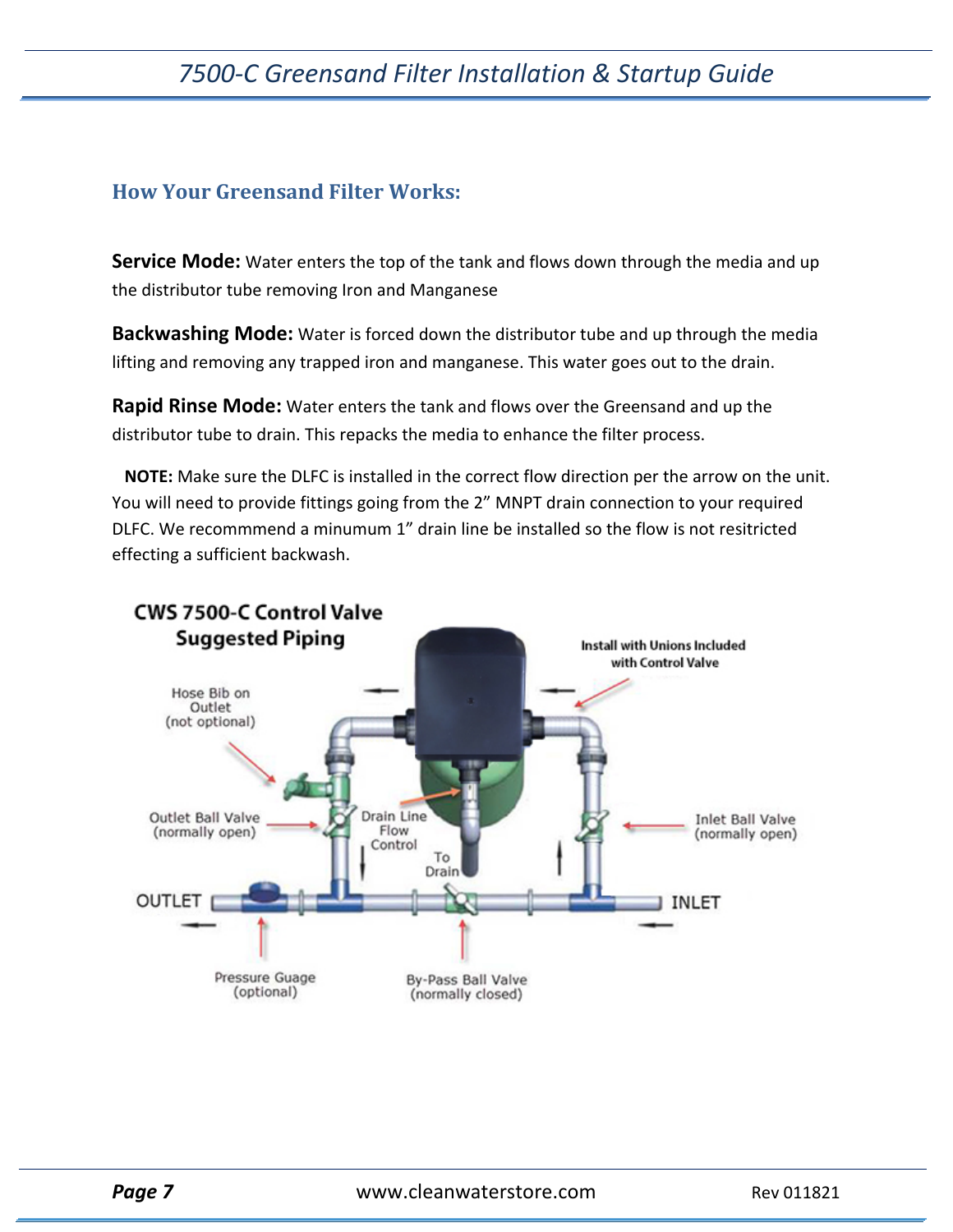## How Your Greensand Filter Works:

**Service Mode:** Water enters the top of the tank and flows down through the media and up the distributor tube removing Iron and Manganese

**Backwashing Mode:** Water is forced down the distributor tube and up through the media lifting and removing any trapped iron and manganese. This water goes out to the drain.

**Rapid Rinse Mode:** Water enters the tank and flows over the Greensand and up the distributor tube to drain. This repacks the media to enhance the filter process.

**NOTE:** Make sure the DLFC is installed in the correct flow direction per the arrow on the unit. You will need to provide fittings going from the 2" MNPT drain connection to your required DLFC. We recommmend a minumum 1" drain line be installed so the flow is not resitricted effecting a sufficient backwash.

**CWS 7500-C Control Valve Suggested Piping**

- Install with Unions Included with Control Valve
- Hose Bib on Outlet (not optional)
- Outlet Ball Valve (normally open)
- Drain Line Flow Control
- To Drain
- Inlet Ball Valve (normally open)
- OUTLET
- INLET
- Pressure Guage (optional)
- By-Pass Ball Valve (normally closed)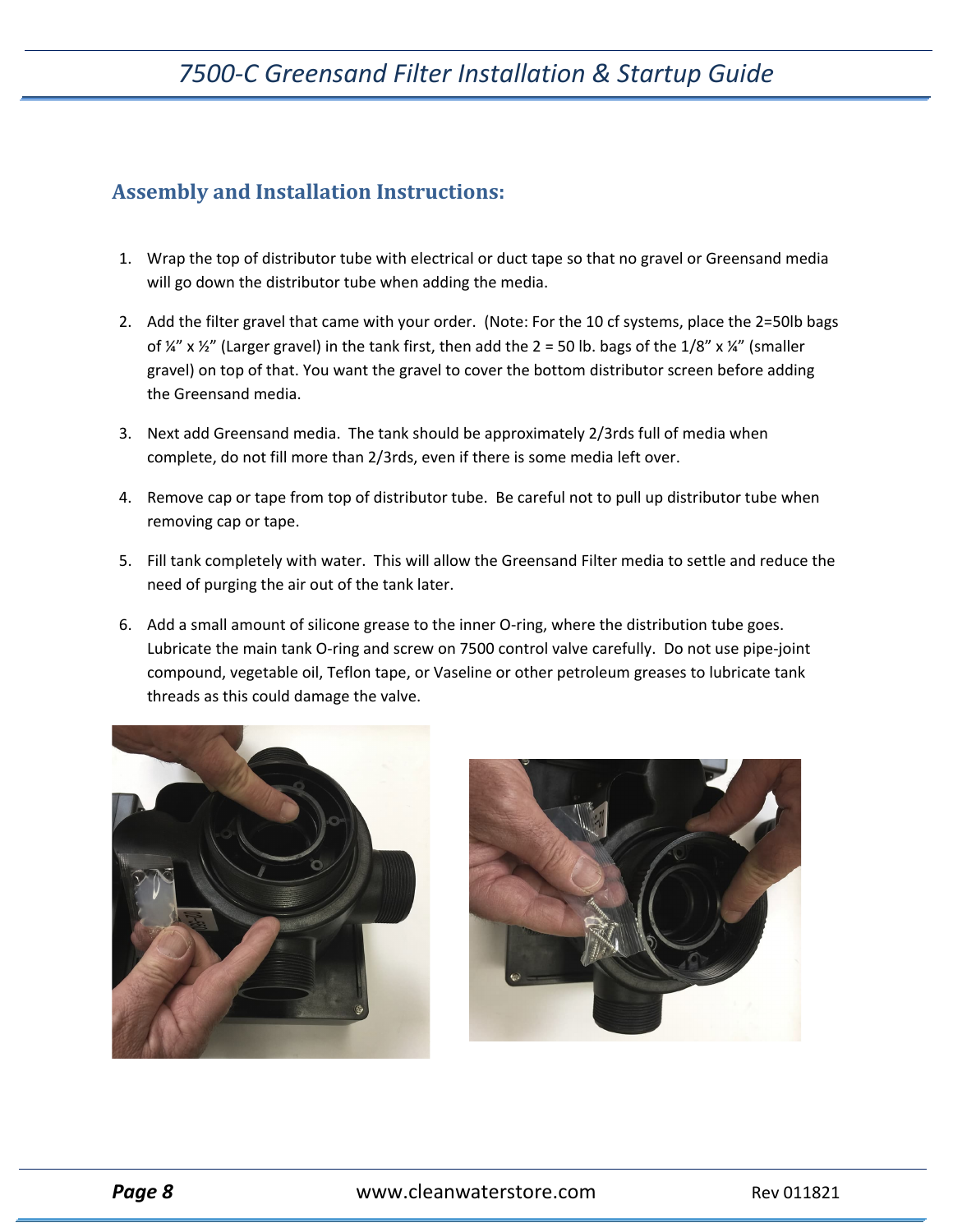## Assembly and Installation Instructions:

1. Wrap the top of distributor tube with electrical or duct tape so that no gravel or Greensand media will go down the distributor tube when adding the media.
2. Add the filter gravel that came with your order. (Note: For the 10 cf systems, place the 2=50lb bags of ¼" x ½" (Larger gravel) in the tank first, then add the 2 = 50 lb. bags of the 1/8" x ¼" (smaller gravel) on top of that. You want the gravel to cover the bottom distributor screen before adding the Greensand media.
3. Next add Greensand media. The tank should be approximately 2/3rds full of media when complete, do not fill more than 2/3rds, even if there is some media left over.
4. Remove cap or tape from top of distributor tube. Be careful not to pull up distributor tube when removing cap or tape.
5. Fill tank completely with water. This will allow the Greensand Filter media to settle and reduce the need of purging the air out of the tank later.
6. Add a small amount of silicone grease to the inner O-ring, where the distribution tube goes. Lubricate the main tank O-ring and screw on 7500 control valve carefully. Do not use pipe-joint compound, vegetable oil, Teflon tape, or Vaseline or other petroleum greases to lubricate tank threads as this could damage the valve.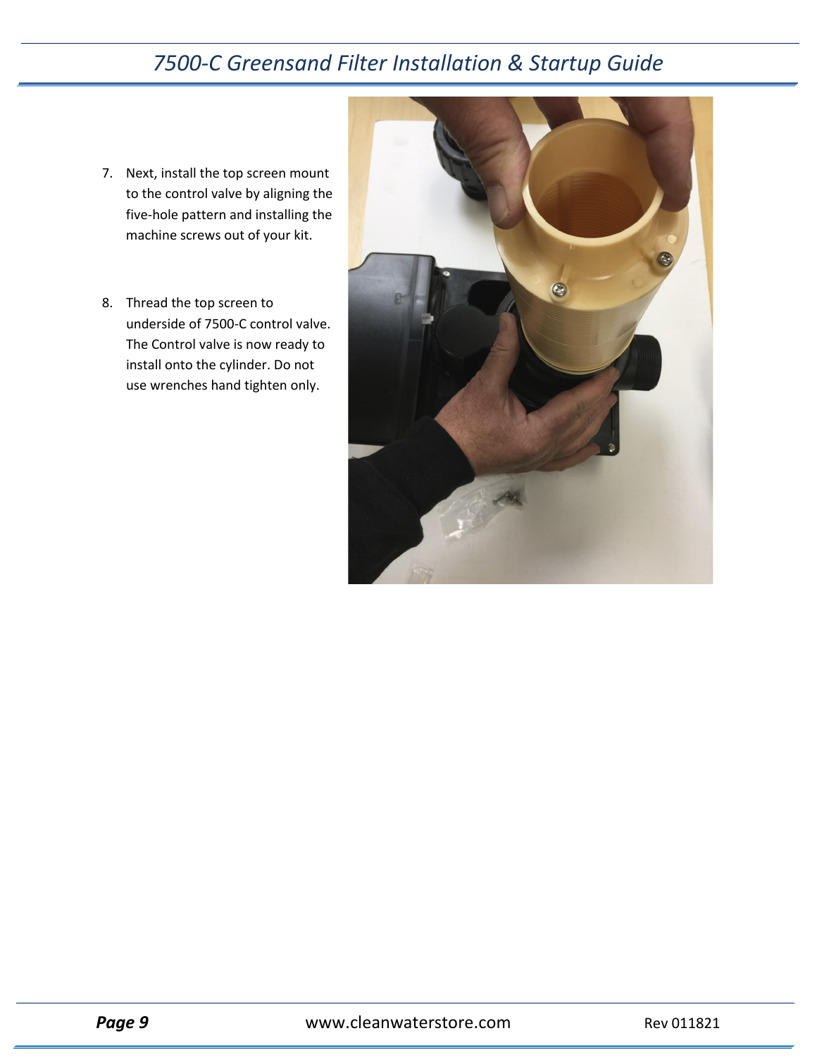7. Next, install the top screen mount to the control valve by aligning the five-hole pattern and installing the machine screws out of your kit.

8. Thread the top screen to underside of 7500-C control valve. The Control valve is now ready to install onto the cylinder. Do not use wrenches hand tighten only.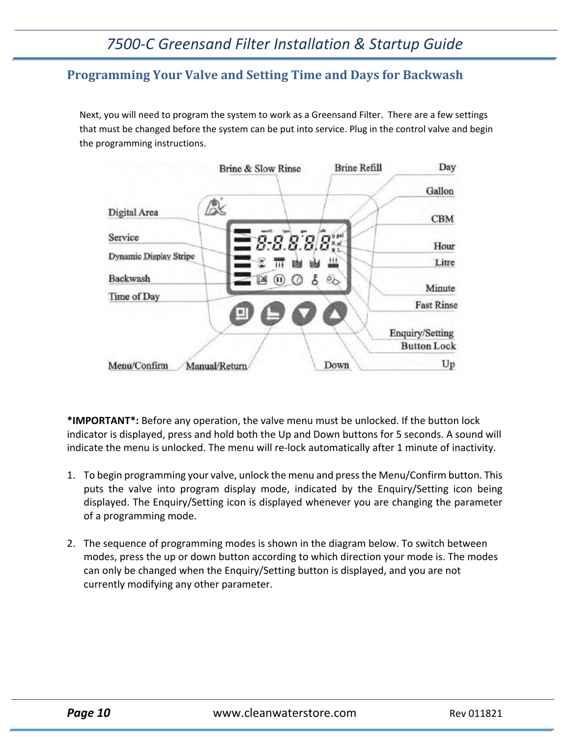## Programming Your Valve and Setting Time and Days for Backwash

Next, you will need to program the system to work as a Greensand Filter. There are a few settings that must be changed before the system can be put into service. Plug in the control valve and begin the programming instructions.

Brine & Slow Rinse | Brine Refill | Day | Gallon | CBM | Hour | Litre | Minute | Fast Rinse | Enquiry/Setting | Button Lock | Up | Down | Manual/Return | Menu/Confirm | Time of Day | Backwash | Dynamic Display Stripe | Service | Digital Area

**\*IMPORTANT\*:** Before any operation, the valve menu must be unlocked. If the button lock indicator is displayed, press and hold both the Up and Down buttons for 5 seconds. A sound will indicate the menu is unlocked. The menu will re-lock automatically after 1 minute of inactivity.

1. To begin programming your valve, unlock the menu and press the Menu/Confirm button. This puts the valve into program display mode, indicated by the Enquiry/Setting icon being displayed. The Enquiry/Setting icon is displayed whenever you are changing the parameter of a programming mode.

2. The sequence of programming modes is shown in the diagram below. To switch between modes, press the up or down button according to which direction your mode is. The modes can only be changed when the Enquiry/Setting button is displayed, and you are not currently modifying any other parameter.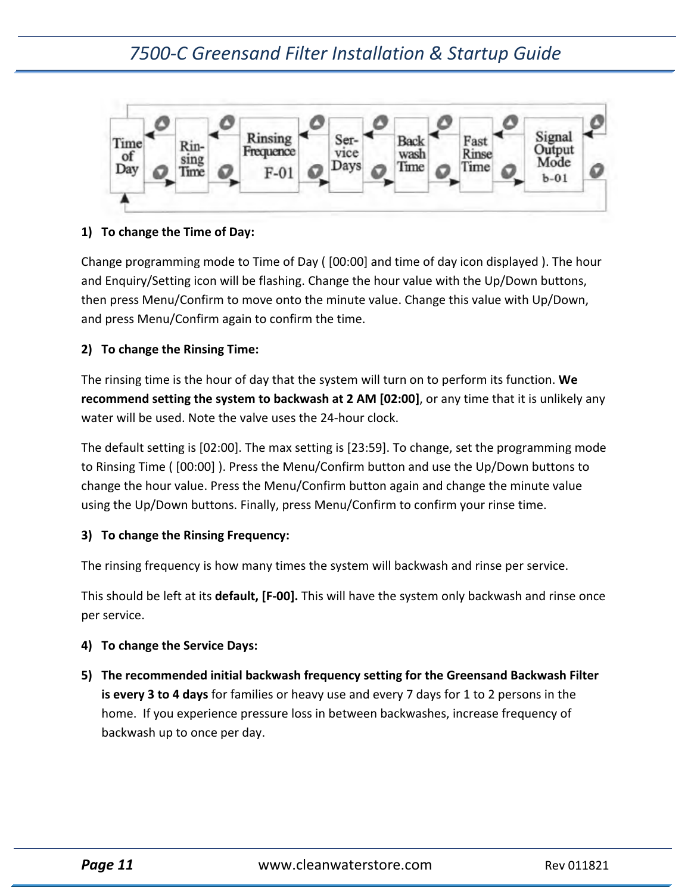1) **To change the Time of Day:**

Change programming mode to Time of Day ( [00:00] and time of day icon displayed ). The hour and Enquiry/Setting icon will be flashing. Change the hour value with the Up/Down buttons, then press Menu/Confirm to move onto the minute value. Change this value with Up/Down, and press Menu/Confirm again to confirm the time.

2) **To change the Rinsing Time:**

The rinsing time is the hour of day that the system will turn on to perform its function. **We recommend setting the system to backwash at 2 AM [02:00]**, or any time that it is unlikely any water will be used. Note the valve uses the 24-hour clock.

The default setting is [02:00]. The max setting is [23:59]. To change, set the programming mode to Rinsing Time ( [00:00] ). Press the Menu/Confirm button and use the Up/Down buttons to change the hour value. Press the Menu/Confirm button again and change the minute value using the Up/Down buttons. Finally, press Menu/Confirm to confirm your rinse time.

3) **To change the Rinsing Frequency:**

The rinsing frequency is how many times the system will backwash and rinse per service.

This should be left at its **default, [F-00].** This will have the system only backwash and rinse once per service.

4) **To change the Service Days:**

5) **The recommended initial backwash frequency setting for the Greensand Backwash Filter is every 3 to 4 days** for families or heavy use and every 7 days for 1 to 2 persons in the home. If you experience pressure loss in between backwashes, increase frequency of backwash up to once per day.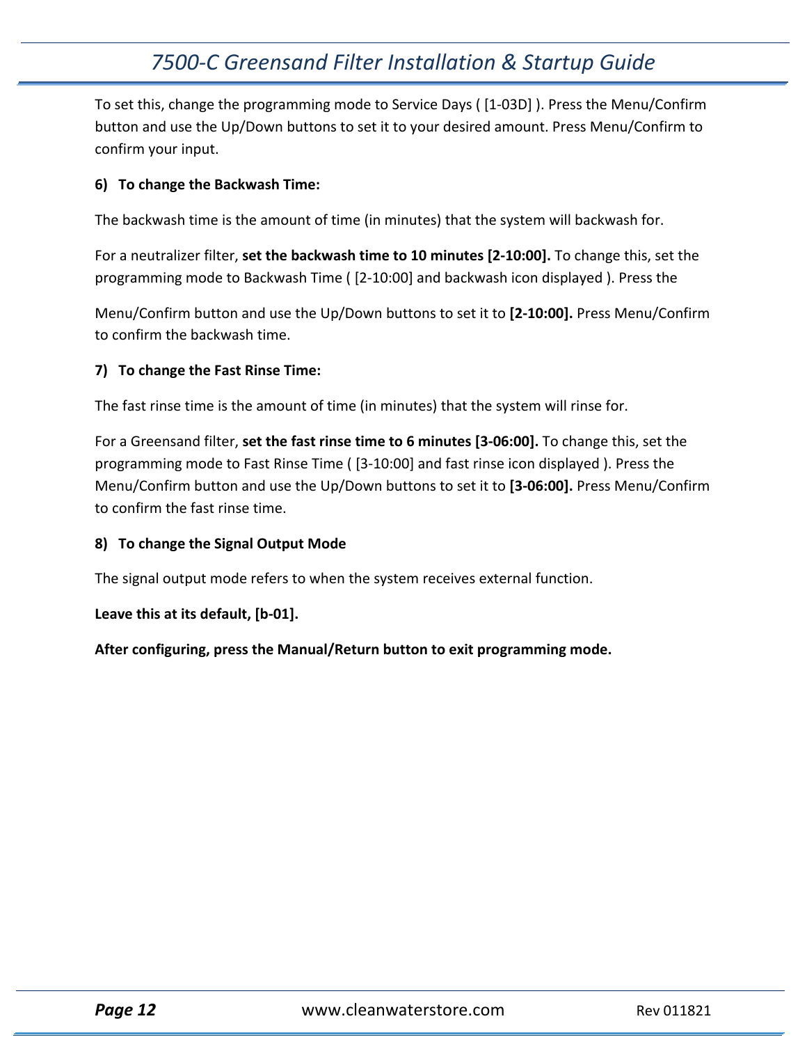To set this, change the programming mode to Service Days ( [1-03D] ). Press the Menu/Confirm button and use the Up/Down buttons to set it to your desired amount. Press Menu/Confirm to confirm your input.

**6) To change the Backwash Time:**

The backwash time is the amount of time (in minutes) that the system will backwash for.

For a neutralizer filter, **set the backwash time to 10 minutes [2-10:00].** To change this, set the programming mode to Backwash Time ( [2-10:00] and backwash icon displayed ). Press the

Menu/Confirm button and use the Up/Down buttons to set it to **[2-10:00].** Press Menu/Confirm to confirm the backwash time.

**7) To change the Fast Rinse Time:**

The fast rinse time is the amount of time (in minutes) that the system will rinse for.

For a Greensand filter, **set the fast rinse time to 6 minutes [3-06:00].** To change this, set the programming mode to Fast Rinse Time ( [3-10:00] and fast rinse icon displayed ). Press the Menu/Confirm button and use the Up/Down buttons to set it to **[3-06:00].** Press Menu/Confirm to confirm the fast rinse time.

**8) To change the Signal Output Mode**

The signal output mode refers to when the system receives external function.

**Leave this at its default, [b-01].**

**After configuring, press the Manual/Return button to exit programming mode.**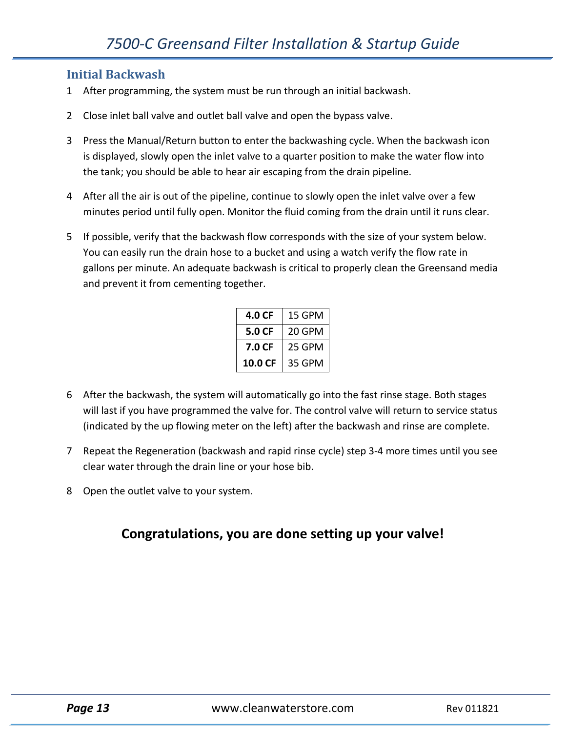## Initial Backwash

1. After programming, the system must be run through an initial backwash.

2. Close inlet ball valve and outlet ball valve and open the bypass valve.

3. Press the Manual/Return button to enter the backwashing cycle. When the backwash icon is displayed, slowly open the inlet valve to a quarter position to make the water flow into the tank; you should be able to hear air escaping from the drain pipeline.

4. After all the air is out of the pipeline, continue to slowly open the inlet valve over a few minutes period until fully open. Monitor the fluid coming from the drain until it runs clear.

5. If possible, verify that the backwash flow corresponds with the size of your system below. You can easily run the drain hose to a bucket and using a watch verify the flow rate in gallons per minute. An adequate backwash is critical to properly clean the Greensand media and prevent it from cementing together.

| | |
|---|---|
| **4.0 CF** | 15 GPM |
| **5.0 CF** | 20 GPM |
| **7.0 CF** | 25 GPM |
| **10.0 CF** | 35 GPM |

6. After the backwash, the system will automatically go into the fast rinse stage. Both stages will last if you have programmed the valve for. The control valve will return to service status (indicated by the up flowing meter on the left) after the backwash and rinse are complete.

7. Repeat the Regeneration (backwash and rapid rinse cycle) step 3-4 more times until you see clear water through the drain line or your hose bib.

8. Open the outlet valve to your system.

**Congratulations, you are done setting up your valve!**